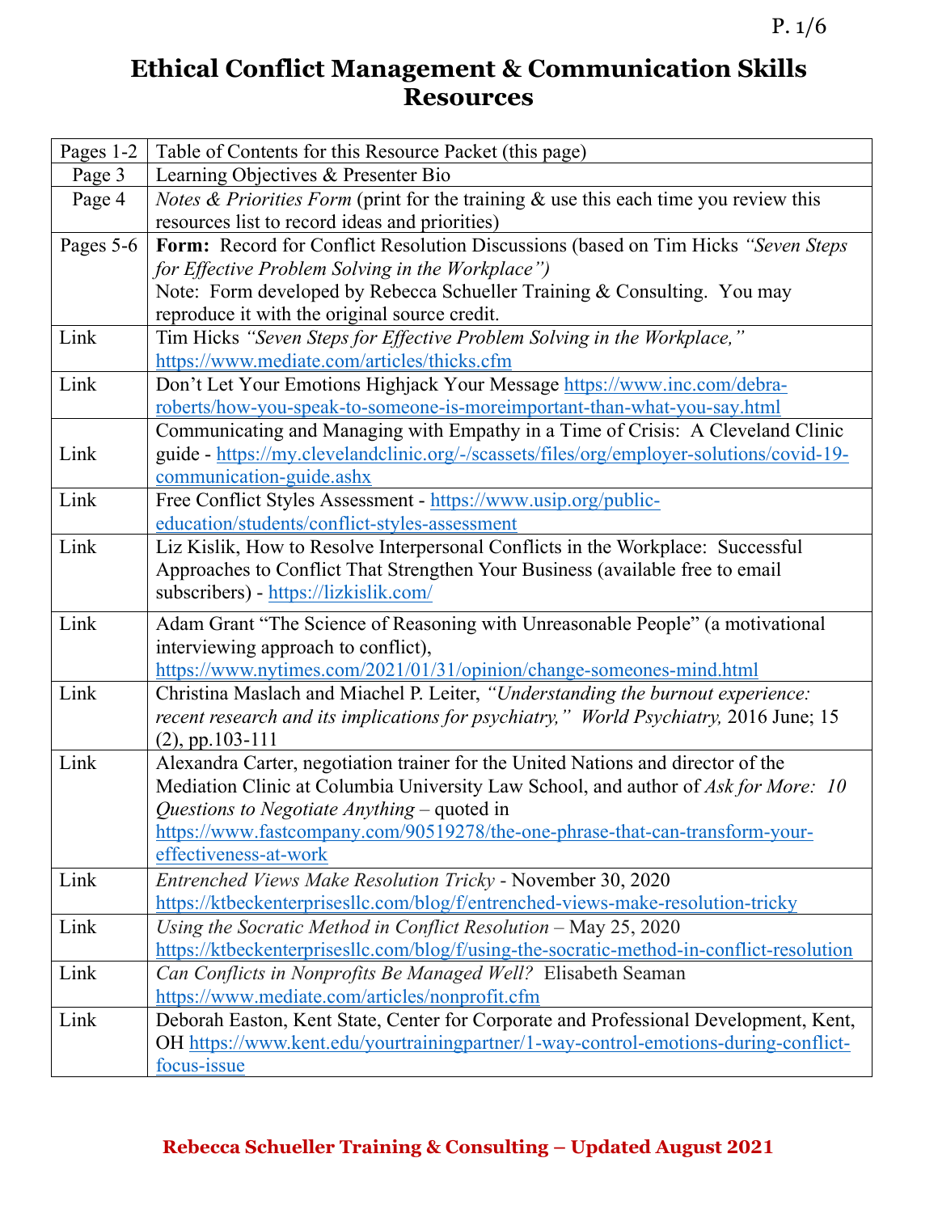# Ethical Conflict Management & Communication Skills Resources

| | |
|---|---|
| Pages 1-2 | Table of Contents for this Resource Packet (this page) |
| Page 3 | Learning Objectives & Presenter Bio |
| Page 4 | *Notes & Priorities Form* (print for the training & use this each time you review this resources list to record ideas and priorities) |
| Pages 5-6 | **Form:** Record for Conflict Resolution Discussions (based on Tim Hicks *"Seven Steps for Effective Problem Solving in the Workplace")*<br>Note: Form developed by Rebecca Schueller Training & Consulting. You may reproduce it with the original source credit. |
| Link | Tim Hicks *"Seven Steps for Effective Problem Solving in the Workplace,"* https://www.mediate.com/articles/thicks.cfm |
| Link | Don't Let Your Emotions Highjack Your Message https://www.inc.com/debra-roberts/how-you-speak-to-someone-is-moreimportant-than-what-you-say.html |
| Link | Communicating and Managing with Empathy in a Time of Crisis: A Cleveland Clinic guide - https://my.clevelandclinic.org/-/scassets/files/org/employer-solutions/covid-19-communication-guide.ashx |
| Link | Free Conflict Styles Assessment - https://www.usip.org/public-education/students/conflict-styles-assessment |
| Link | Liz Kislik, How to Resolve Interpersonal Conflicts in the Workplace: Successful Approaches to Conflict That Strengthen Your Business (available free to email subscribers) - https://lizkislik.com/ |
| Link | Adam Grant "The Science of Reasoning with Unreasonable People" (a motivational interviewing approach to conflict), https://www.nytimes.com/2021/01/31/opinion/change-someones-mind.html |
| Link | Christina Maslach and Miachel P. Leiter, *"Understanding the burnout experience: recent research and its implications for psychiatry," World Psychiatry,* 2016 June; 15 (2), pp.103-111 |
| Link | Alexandra Carter, negotiation trainer for the United Nations and director of the Mediation Clinic at Columbia University Law School, and author of *Ask for More: 10 Questions to Negotiate Anything* – quoted in https://www.fastcompany.com/90519278/the-one-phrase-that-can-transform-your-effectiveness-at-work |
| Link | *Entrenched Views Make Resolution Tricky* - November 30, 2020 https://ktbeckenterprisesllc.com/blog/f/entrenched-views-make-resolution-tricky |
| Link | *Using the Socratic Method in Conflict Resolution* – May 25, 2020 https://ktbeckenterprisesllc.com/blog/f/using-the-socratic-method-in-conflict-resolution |
| Link | *Can Conflicts in Nonprofits Be Managed Well?* Elisabeth Seaman https://www.mediate.com/articles/nonprofit.cfm |
| Link | Deborah Easton, Kent State, Center for Corporate and Professional Development, Kent, OH https://www.kent.edu/yourtrainingpartner/1-way-control-emotions-during-conflict-focus-issue |

**Rebecca Schueller Training & Consulting – Updated August 2021**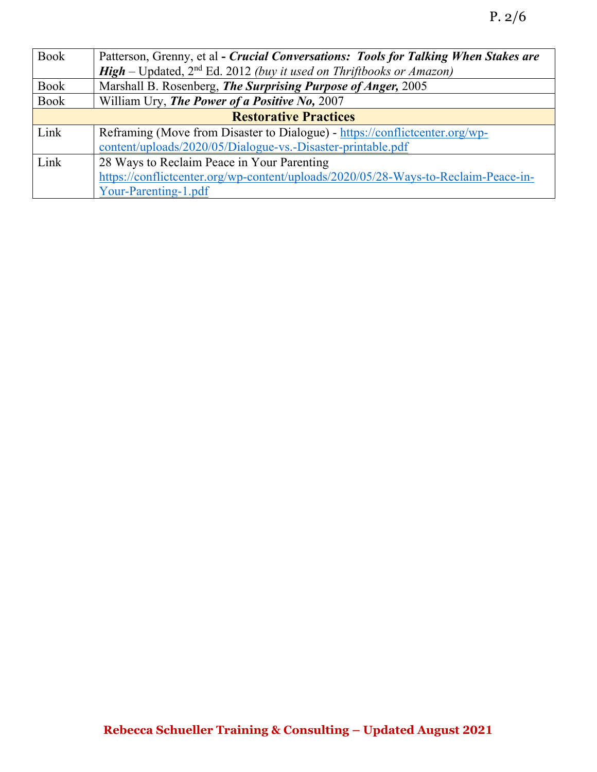| | |
|---|---|
| Book | Patterson, Grenny, et al - ***Crucial Conversations: Tools for Talking When Stakes are High*** – Updated, 2nd Ed. 2012 *(buy it used on Thriftbooks or Amazon)* |
| Book | Marshall B. Rosenberg, ***The Surprising Purpose of Anger,*** 2005 |
| Book | William Ury, ***The Power of a Positive No,*** 2007 |
| **Restorative Practices** | |
| Link | Reframing (Move from Disaster to Dialogue) - https://conflictcenter.org/wp-content/uploads/2020/05/Dialogue-vs.-Disaster-printable.pdf |
| Link | 28 Ways to Reclaim Peace in Your Parenting https://conflictcenter.org/wp-content/uploads/2020/05/28-Ways-to-Reclaim-Peace-in-Your-Parenting-1.pdf |

**Rebecca Schueller Training & Consulting – Updated August 2021**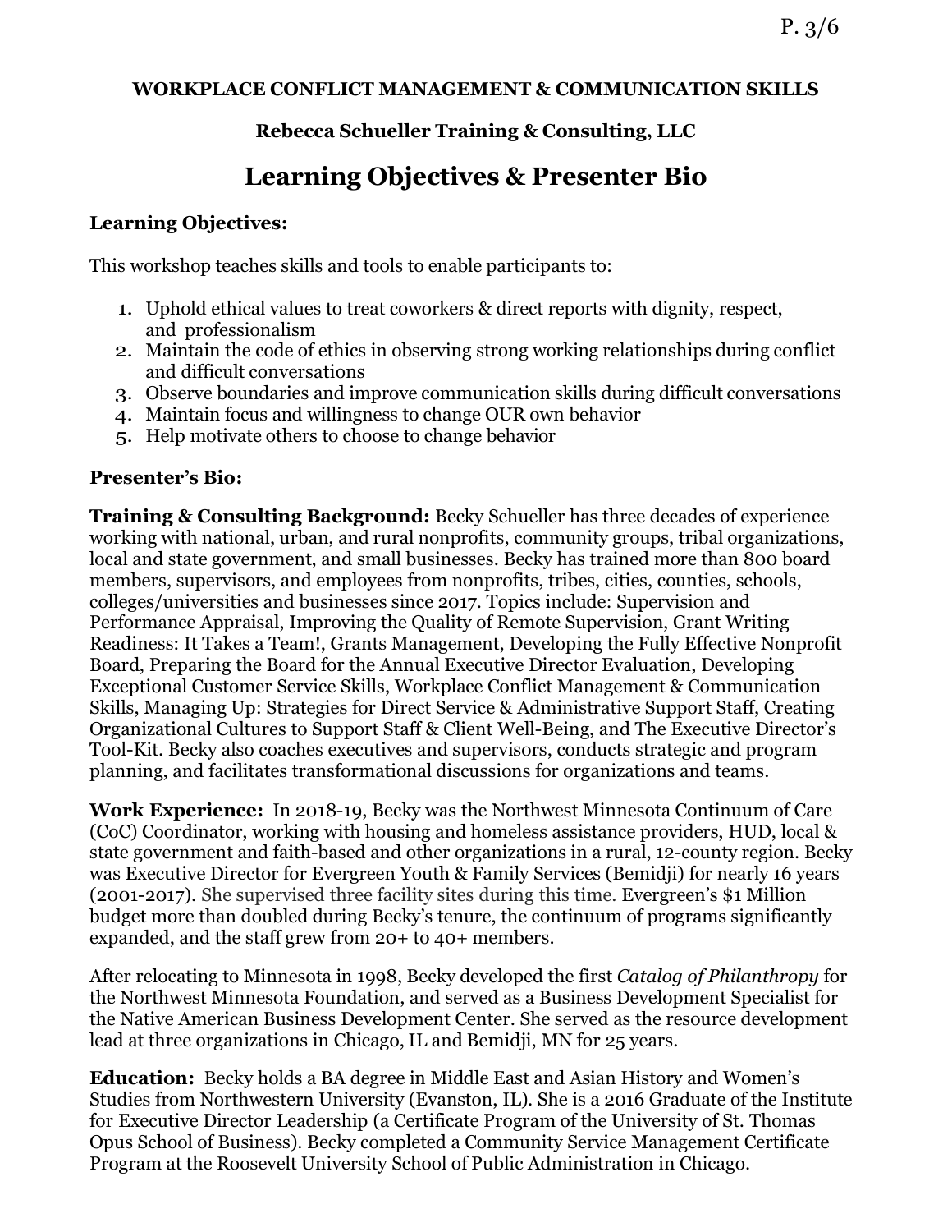**WORKPLACE CONFLICT MANAGEMENT & COMMUNICATION SKILLS**

**Rebecca Schueller Training & Consulting, LLC**

# Learning Objectives & Presenter Bio

### Learning Objectives:

This workshop teaches skills and tools to enable participants to:

1. Uphold ethical values to treat coworkers & direct reports with dignity, respect, and professionalism
2. Maintain the code of ethics in observing strong working relationships during conflict and difficult conversations
3. Observe boundaries and improve communication skills during difficult conversations
4. Maintain focus and willingness to change OUR own behavior
5. Help motivate others to choose to change behavior

### Presenter's Bio:

**Training & Consulting Background:** Becky Schueller has three decades of experience working with national, urban, and rural nonprofits, community groups, tribal organizations, local and state government, and small businesses. Becky has trained more than 800 board members, supervisors, and employees from nonprofits, tribes, cities, counties, schools, colleges/universities and businesses since 2017. Topics include: Supervision and Performance Appraisal, Improving the Quality of Remote Supervision, Grant Writing Readiness: It Takes a Team!, Grants Management, Developing the Fully Effective Nonprofit Board, Preparing the Board for the Annual Executive Director Evaluation, Developing Exceptional Customer Service Skills, Workplace Conflict Management & Communication Skills, Managing Up: Strategies for Direct Service & Administrative Support Staff, Creating Organizational Cultures to Support Staff & Client Well-Being, and The Executive Director's Tool-Kit. Becky also coaches executives and supervisors, conducts strategic and program planning, and facilitates transformational discussions for organizations and teams.

**Work Experience:** In 2018-19, Becky was the Northwest Minnesota Continuum of Care (CoC) Coordinator, working with housing and homeless assistance providers, HUD, local & state government and faith-based and other organizations in a rural, 12-county region. Becky was Executive Director for Evergreen Youth & Family Services (Bemidji) for nearly 16 years (2001-2017). She supervised three facility sites during this time. Evergreen's $1 Million budget more than doubled during Becky's tenure, the continuum of programs significantly expanded, and the staff grew from 20+ to 40+ members.

After relocating to Minnesota in 1998, Becky developed the first *Catalog of Philanthropy* for the Northwest Minnesota Foundation, and served as a Business Development Specialist for the Native American Business Development Center. She served as the resource development lead at three organizations in Chicago, IL and Bemidji, MN for 25 years.

**Education:** Becky holds a BA degree in Middle East and Asian History and Women's Studies from Northwestern University (Evanston, IL). She is a 2016 Graduate of the Institute for Executive Director Leadership (a Certificate Program of the University of St. Thomas Opus School of Business). Becky completed a Community Service Management Certificate Program at the Roosevelt University School of Public Administration in Chicago.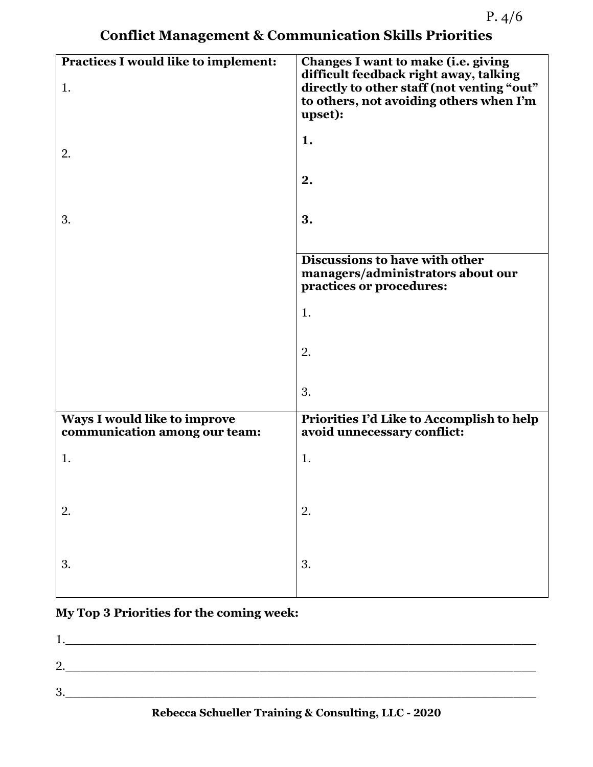# Conflict Management & Communication Skills Priorities

| **Practices I would like to implement:** | **Changes I want to make (i.e. giving difficult feedback right away, talking directly to other staff (not venting "out" to others, not avoiding others when I'm upset):** |
|---|---|
| 1. | **1.** |
| 2. | **2.** |
| 3. | **3.** |
| | **Discussions to have with other managers/administrators about our practices or procedures:** |
| | 1. |
| | 2. |
| | 3. |
| **Ways I would like to improve communication among our team:** | **Priorities I'd Like to Accomplish to help avoid unnecessary conflict:** |
| 1. | 1. |
| 2. | 2. |
| 3. | 3. |

**My Top 3 Priorities for the coming week:**

1.______________________________________________________________

2.______________________________________________________________

3.______________________________________________________________

**Rebecca Schueller Training & Consulting, LLC - 2020**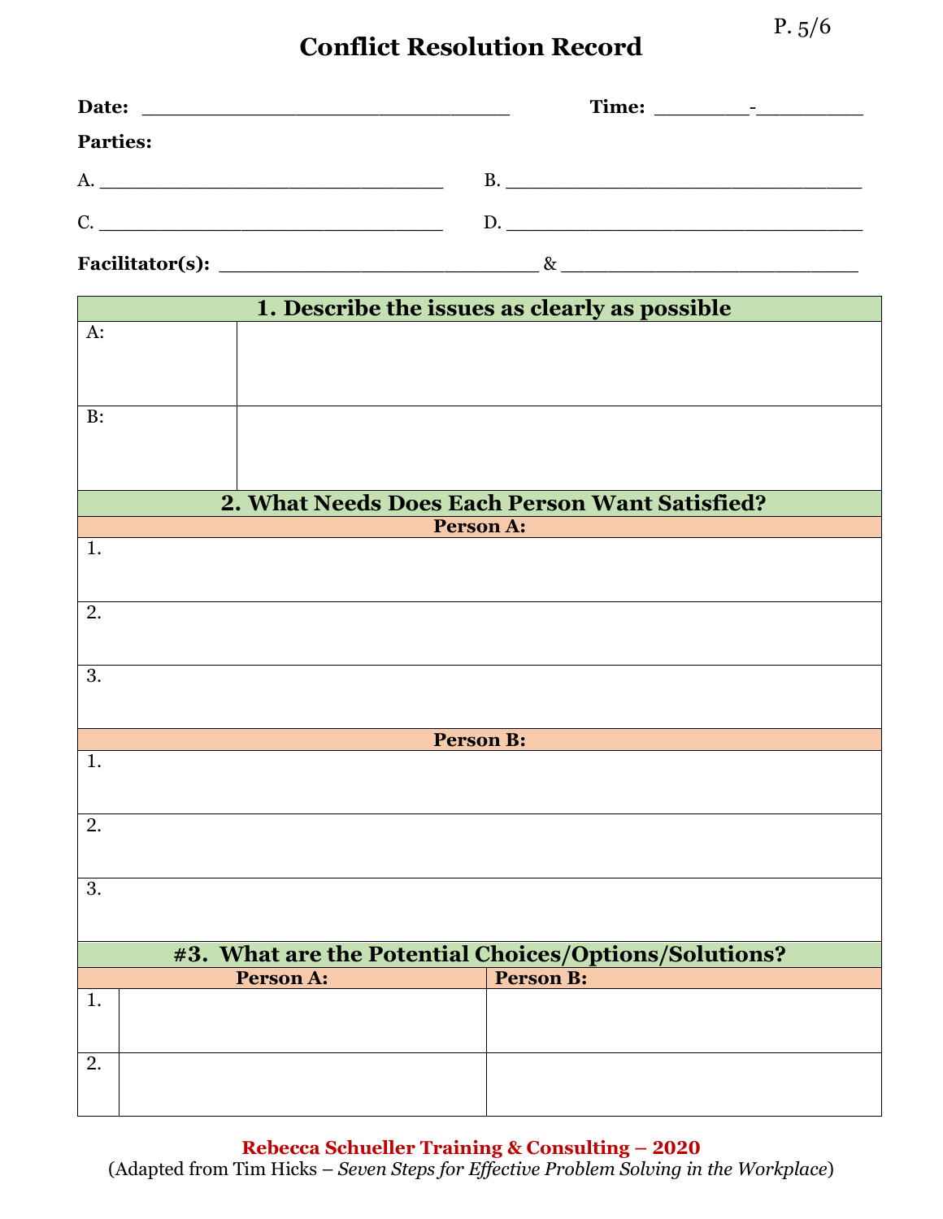# Conflict Resolution Record

**Date:** ______________________________ **Time:** ________-_________

**Parties:**

A. ______________________________ B. ______________________________

C. ______________________________ D. ______________________________

**Facilitator(s):** ___________________________ & __________________________

| **1. Describe the issues as clearly as possible** | |
|---|---|
| A: | |
| B: | |

| **2. What Needs Does Each Person Want Satisfied?** |
|---|
| **Person A:** |
| 1. |
| 2. |
| 3. |
| **Person B:** |
| 1. |
| 2. |
| 3. |

| **#3. What are the Potential Choices/Options/Solutions?** | | |
|---|---|---|
| | **Person A:** | **Person B:** |
| 1. | | |
| 2. | | |

**Rebecca Schueller Training & Consulting – 2020**
(Adapted from Tim Hicks – *Seven Steps for Effective Problem Solving in the Workplace*)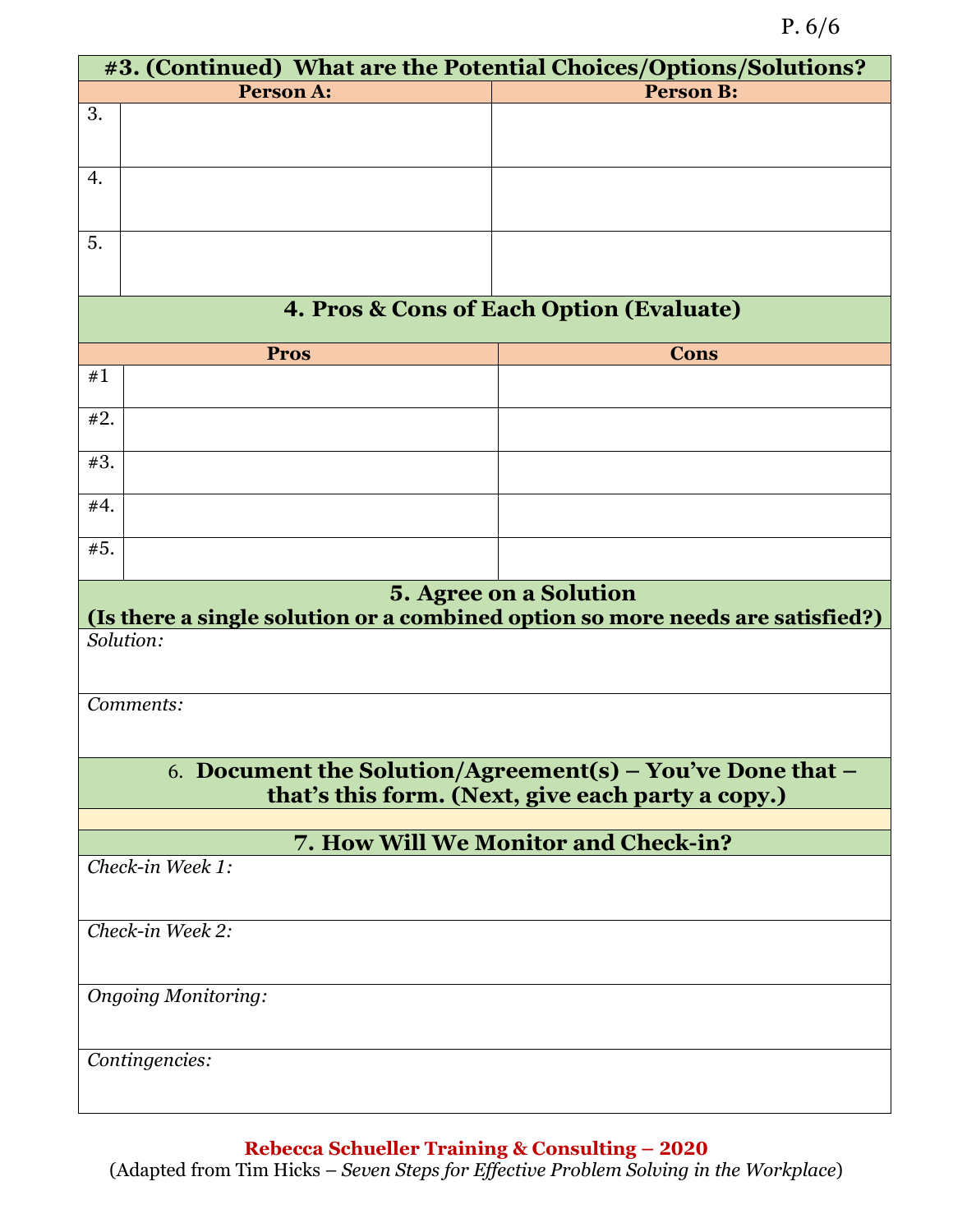## #3. (Continued) What are the Potential Choices/Options/Solutions?

| | Person A: | Person B: |
|---|---|---|
| 3. | | |
| 4. | | |
| 5. | | |

## 4. Pros & Cons of Each Option (Evaluate)

| | Pros | Cons |
|---|---|---|
| #1 | | |
| #2. | | |
| #3. | | |
| #4. | | |
| #5. | | |

## 5. Agree on a Solution

**(Is there a single solution or a combined option so more needs are satisfied?)**

*Solution:*

*Comments:*

## 6. Document the Solution/Agreement(s) – You've Done that – that's this form. (Next, give each party a copy.)

## 7. How Will We Monitor and Check-in?

*Check-in Week 1:*

*Check-in Week 2:*

*Ongoing Monitoring:*

*Contingencies:*

**Rebecca Schueller Training & Consulting – 2020**

(Adapted from Tim Hicks – *Seven Steps for Effective Problem Solving in the Workplace*)